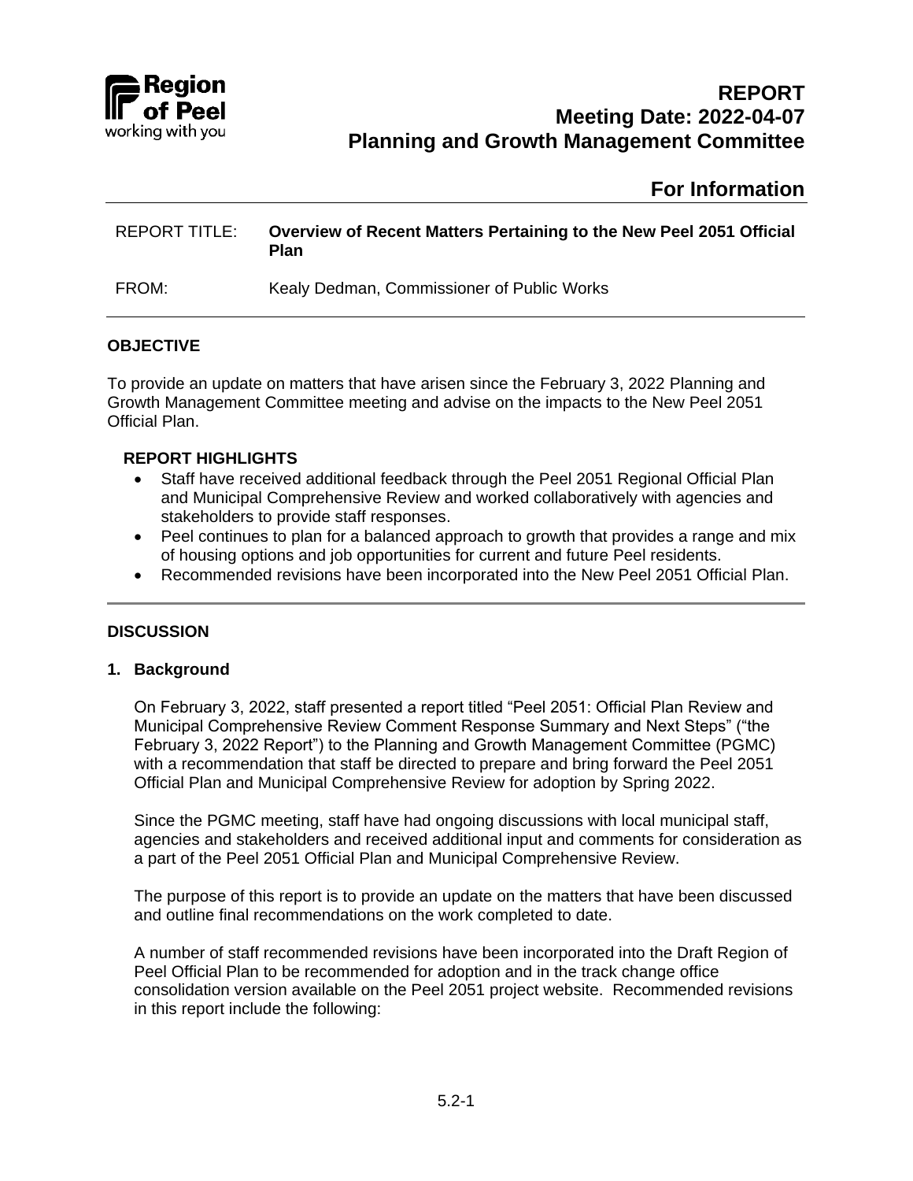# REPORT
## Meeting Date: 2022-04-07
## Planning and Growth Management Committee

## For Information

| | |
|---|---|
| REPORT TITLE: | **Overview of Recent Matters Pertaining to the New Peel 2051 Official Plan** |
| FROM: | Kealy Dedman, Commissioner of Public Works |

### OBJECTIVE

To provide an update on matters that have arisen since the February 3, 2022 Planning and Growth Management Committee meeting and advise on the impacts to the New Peel 2051 Official Plan.

#### REPORT HIGHLIGHTS

- Staff have received additional feedback through the Peel 2051 Regional Official Plan and Municipal Comprehensive Review and worked collaboratively with agencies and stakeholders to provide staff responses.
- Peel continues to plan for a balanced approach to growth that provides a range and mix of housing options and job opportunities for current and future Peel residents.
- Recommended revisions have been incorporated into the New Peel 2051 Official Plan.

### DISCUSSION

#### 1. Background

On February 3, 2022, staff presented a report titled "Peel 2051: Official Plan Review and Municipal Comprehensive Review Comment Response Summary and Next Steps" ("the February 3, 2022 Report") to the Planning and Growth Management Committee (PGMC) with a recommendation that staff be directed to prepare and bring forward the Peel 2051 Official Plan and Municipal Comprehensive Review for adoption by Spring 2022.

Since the PGMC meeting, staff have had ongoing discussions with local municipal staff, agencies and stakeholders and received additional input and comments for consideration as a part of the Peel 2051 Official Plan and Municipal Comprehensive Review.

The purpose of this report is to provide an update on the matters that have been discussed and outline final recommendations on the work completed to date.

A number of staff recommended revisions have been incorporated into the Draft Region of Peel Official Plan to be recommended for adoption and in the track change office consolidation version available on the Peel 2051 project website. Recommended revisions in this report include the following: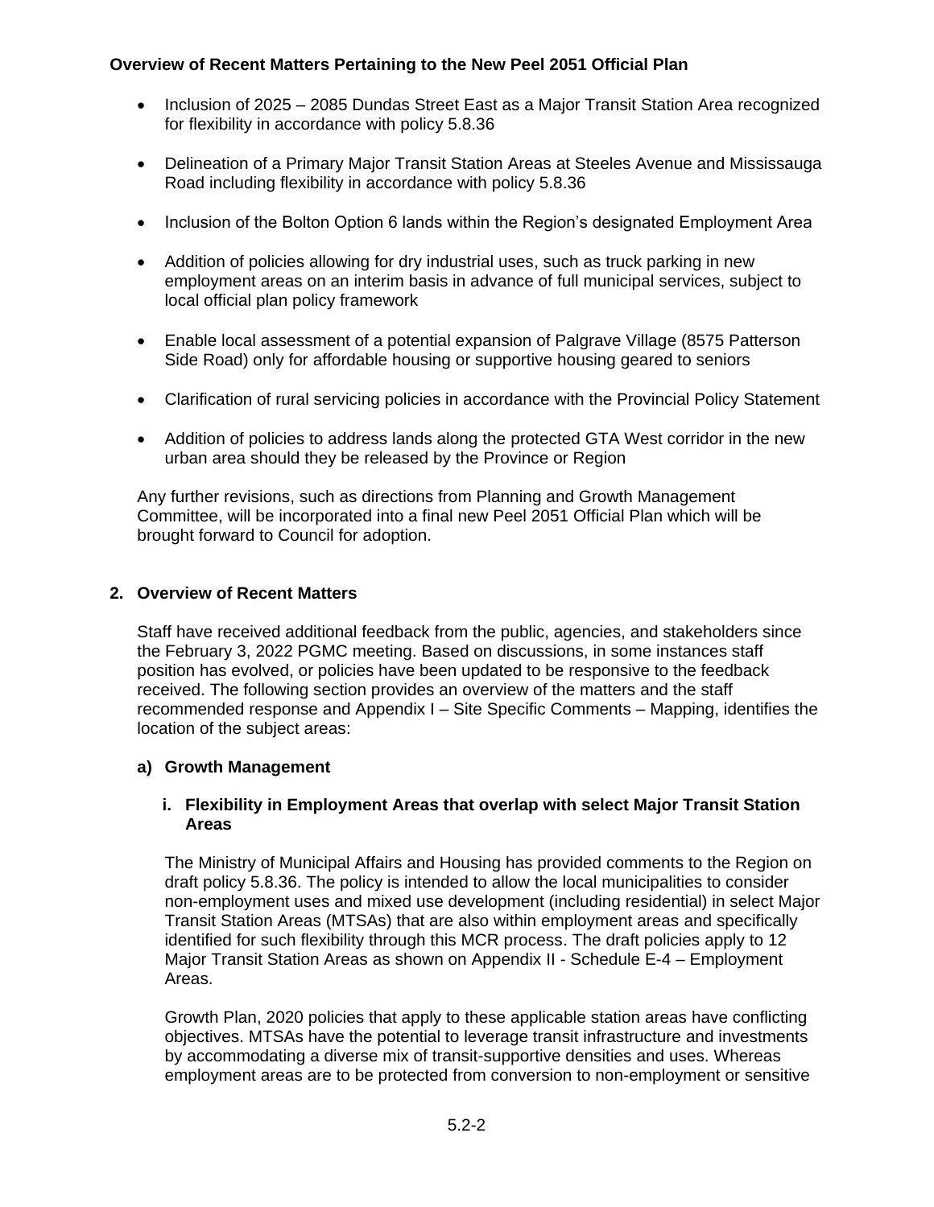- Inclusion of 2025 – 2085 Dundas Street East as a Major Transit Station Area recognized for flexibility in accordance with policy 5.8.36
- Delineation of a Primary Major Transit Station Areas at Steeles Avenue and Mississauga Road including flexibility in accordance with policy 5.8.36
- Inclusion of the Bolton Option 6 lands within the Region's designated Employment Area
- Addition of policies allowing for dry industrial uses, such as truck parking in new employment areas on an interim basis in advance of full municipal services, subject to local official plan policy framework
- Enable local assessment of a potential expansion of Palgrave Village (8575 Patterson Side Road) only for affordable housing or supportive housing geared to seniors
- Clarification of rural servicing policies in accordance with the Provincial Policy Statement
- Addition of policies to address lands along the protected GTA West corridor in the new urban area should they be released by the Province or Region

Any further revisions, such as directions from Planning and Growth Management Committee, will be incorporated into a final new Peel 2051 Official Plan which will be brought forward to Council for adoption.

## 2. Overview of Recent Matters

Staff have received additional feedback from the public, agencies, and stakeholders since the February 3, 2022 PGMC meeting. Based on discussions, in some instances staff position has evolved, or policies have been updated to be responsive to the feedback received. The following section provides an overview of the matters and the staff recommended response and Appendix I – Site Specific Comments – Mapping, identifies the location of the subject areas:

### a) Growth Management

#### i. Flexibility in Employment Areas that overlap with select Major Transit Station Areas

The Ministry of Municipal Affairs and Housing has provided comments to the Region on draft policy 5.8.36. The policy is intended to allow the local municipalities to consider non-employment uses and mixed use development (including residential) in select Major Transit Station Areas (MTSAs) that are also within employment areas and specifically identified for such flexibility through this MCR process. The draft policies apply to 12 Major Transit Station Areas as shown on Appendix II - Schedule E-4 – Employment Areas.

Growth Plan, 2020 policies that apply to these applicable station areas have conflicting objectives. MTSAs have the potential to leverage transit infrastructure and investments by accommodating a diverse mix of transit-supportive densities and uses. Whereas employment areas are to be protected from conversion to non-employment or sensitive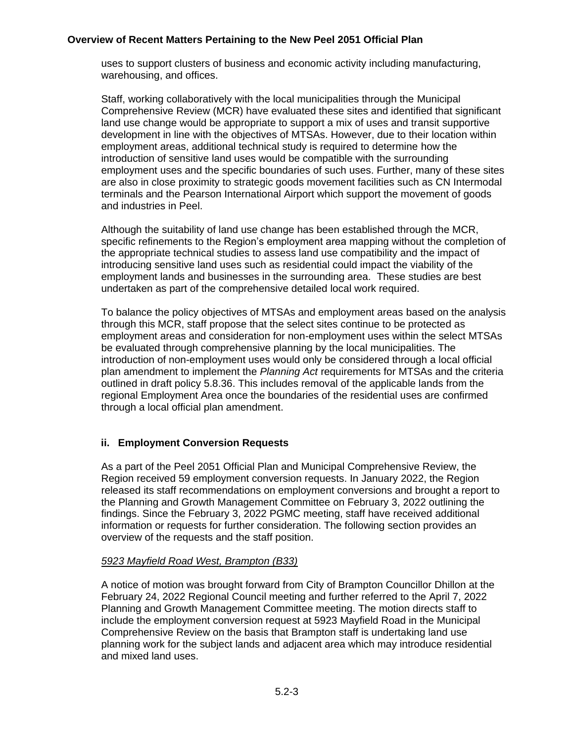uses to support clusters of business and economic activity including manufacturing, warehousing, and offices.

Staff, working collaboratively with the local municipalities through the Municipal Comprehensive Review (MCR) have evaluated these sites and identified that significant land use change would be appropriate to support a mix of uses and transit supportive development in line with the objectives of MTSAs. However, due to their location within employment areas, additional technical study is required to determine how the introduction of sensitive land uses would be compatible with the surrounding employment uses and the specific boundaries of such uses. Further, many of these sites are also in close proximity to strategic goods movement facilities such as CN Intermodal terminals and the Pearson International Airport which support the movement of goods and industries in Peel.

Although the suitability of land use change has been established through the MCR, specific refinements to the Region's employment area mapping without the completion of the appropriate technical studies to assess land use compatibility and the impact of introducing sensitive land uses such as residential could impact the viability of the employment lands and businesses in the surrounding area. These studies are best undertaken as part of the comprehensive detailed local work required.

To balance the policy objectives of MTSAs and employment areas based on the analysis through this MCR, staff propose that the select sites continue to be protected as employment areas and consideration for non-employment uses within the select MTSAs be evaluated through comprehensive planning by the local municipalities. The introduction of non-employment uses would only be considered through a local official plan amendment to implement the *Planning Act* requirements for MTSAs and the criteria outlined in draft policy 5.8.36. This includes removal of the applicable lands from the regional Employment Area once the boundaries of the residential uses are confirmed through a local official plan amendment.

### ii. Employment Conversion Requests

As a part of the Peel 2051 Official Plan and Municipal Comprehensive Review, the Region received 59 employment conversion requests. In January 2022, the Region released its staff recommendations on employment conversions and brought a report to the Planning and Growth Management Committee on February 3, 2022 outlining the findings. Since the February 3, 2022 PGMC meeting, staff have received additional information or requests for further consideration. The following section provides an overview of the requests and the staff position.

*5923 Mayfield Road West, Brampton (B33)*

A notice of motion was brought forward from City of Brampton Councillor Dhillon at the February 24, 2022 Regional Council meeting and further referred to the April 7, 2022 Planning and Growth Management Committee meeting. The motion directs staff to include the employment conversion request at 5923 Mayfield Road in the Municipal Comprehensive Review on the basis that Brampton staff is undertaking land use planning work for the subject lands and adjacent area which may introduce residential and mixed land uses.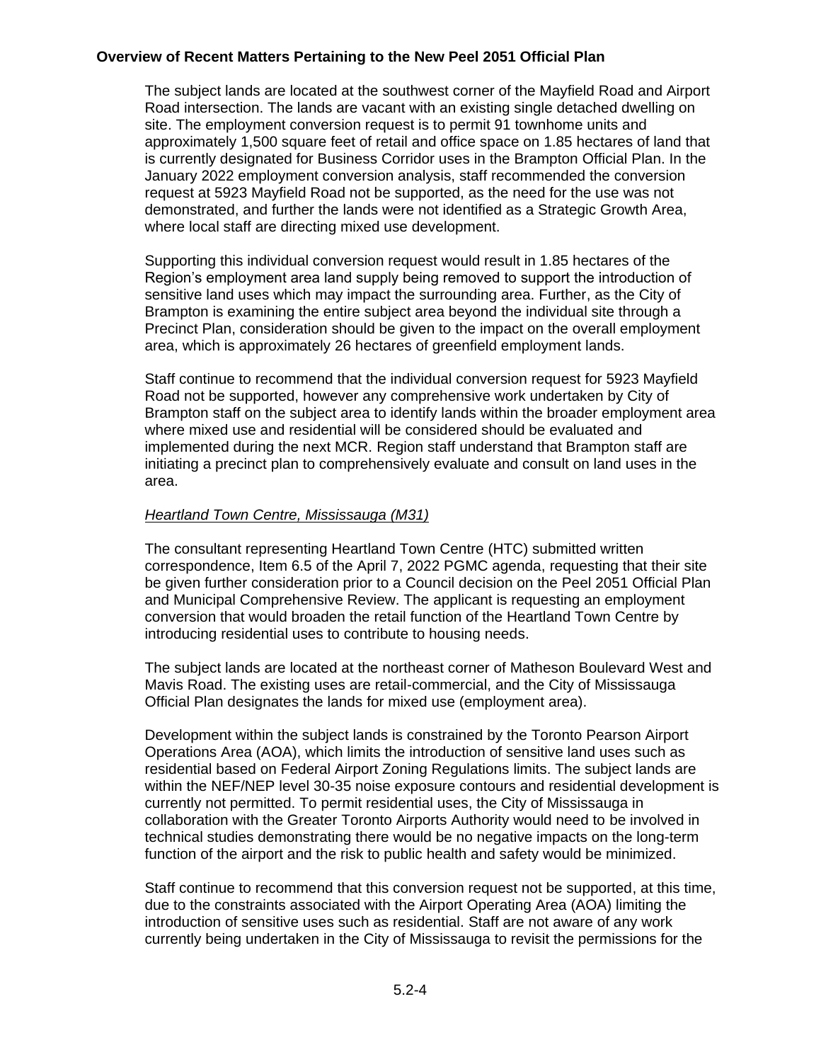The subject lands are located at the southwest corner of the Mayfield Road and Airport Road intersection. The lands are vacant with an existing single detached dwelling on site. The employment conversion request is to permit 91 townhome units and approximately 1,500 square feet of retail and office space on 1.85 hectares of land that is currently designated for Business Corridor uses in the Brampton Official Plan. In the January 2022 employment conversion analysis, staff recommended the conversion request at 5923 Mayfield Road not be supported, as the need for the use was not demonstrated, and further the lands were not identified as a Strategic Growth Area, where local staff are directing mixed use development.

Supporting this individual conversion request would result in 1.85 hectares of the Region's employment area land supply being removed to support the introduction of sensitive land uses which may impact the surrounding area. Further, as the City of Brampton is examining the entire subject area beyond the individual site through a Precinct Plan, consideration should be given to the impact on the overall employment area, which is approximately 26 hectares of greenfield employment lands.

Staff continue to recommend that the individual conversion request for 5923 Mayfield Road not be supported, however any comprehensive work undertaken by City of Brampton staff on the subject area to identify lands within the broader employment area where mixed use and residential will be considered should be evaluated and implemented during the next MCR. Region staff understand that Brampton staff are initiating a precinct plan to comprehensively evaluate and consult on land uses in the area.

*Heartland Town Centre, Mississauga (M31)*

The consultant representing Heartland Town Centre (HTC) submitted written correspondence, Item 6.5 of the April 7, 2022 PGMC agenda, requesting that their site be given further consideration prior to a Council decision on the Peel 2051 Official Plan and Municipal Comprehensive Review. The applicant is requesting an employment conversion that would broaden the retail function of the Heartland Town Centre by introducing residential uses to contribute to housing needs.

The subject lands are located at the northeast corner of Matheson Boulevard West and Mavis Road. The existing uses are retail-commercial, and the City of Mississauga Official Plan designates the lands for mixed use (employment area).

Development within the subject lands is constrained by the Toronto Pearson Airport Operations Area (AOA), which limits the introduction of sensitive land uses such as residential based on Federal Airport Zoning Regulations limits. The subject lands are within the NEF/NEP level 30-35 noise exposure contours and residential development is currently not permitted. To permit residential uses, the City of Mississauga in collaboration with the Greater Toronto Airports Authority would need to be involved in technical studies demonstrating there would be no negative impacts on the long-term function of the airport and the risk to public health and safety would be minimized.

Staff continue to recommend that this conversion request not be supported, at this time, due to the constraints associated with the Airport Operating Area (AOA) limiting the introduction of sensitive uses such as residential. Staff are not aware of any work currently being undertaken in the City of Mississauga to revisit the permissions for the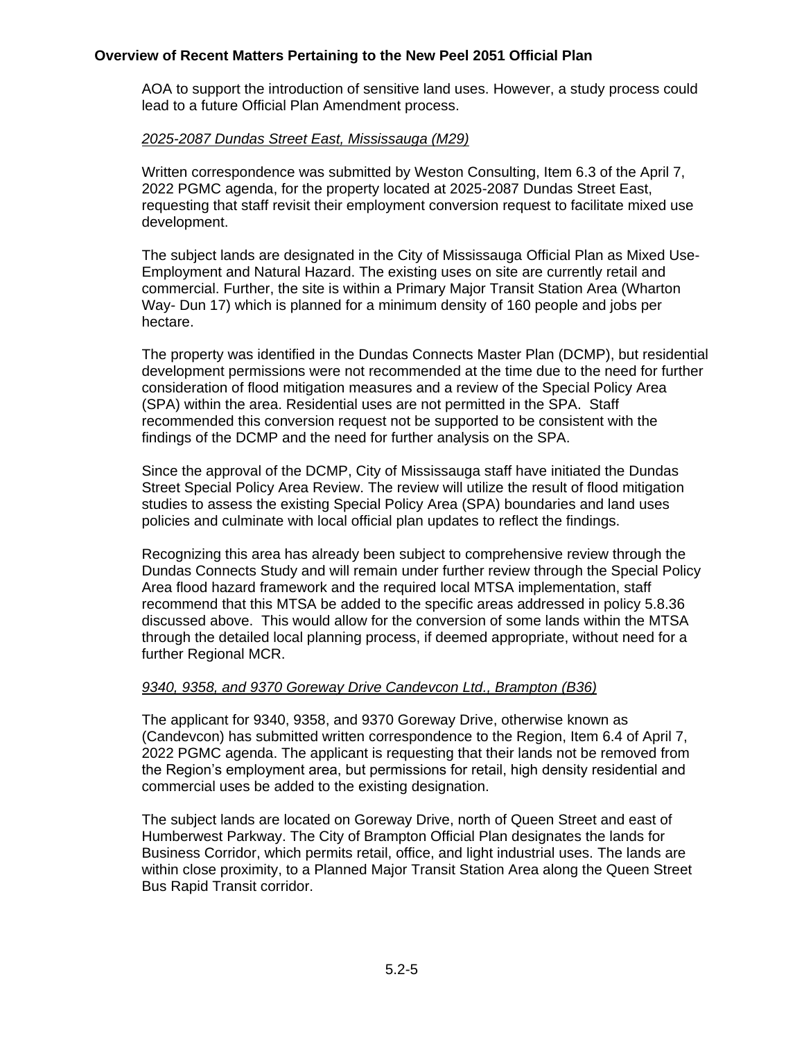AOA to support the introduction of sensitive land uses. However, a study process could lead to a future Official Plan Amendment process.

*2025-2087 Dundas Street East, Mississauga (M29)*

Written correspondence was submitted by Weston Consulting, Item 6.3 of the April 7, 2022 PGMC agenda, for the property located at 2025-2087 Dundas Street East, requesting that staff revisit their employment conversion request to facilitate mixed use development.

The subject lands are designated in the City of Mississauga Official Plan as Mixed Use-Employment and Natural Hazard. The existing uses on site are currently retail and commercial. Further, the site is within a Primary Major Transit Station Area (Wharton Way- Dun 17) which is planned for a minimum density of 160 people and jobs per hectare.

The property was identified in the Dundas Connects Master Plan (DCMP), but residential development permissions were not recommended at the time due to the need for further consideration of flood mitigation measures and a review of the Special Policy Area (SPA) within the area. Residential uses are not permitted in the SPA. Staff recommended this conversion request not be supported to be consistent with the findings of the DCMP and the need for further analysis on the SPA.

Since the approval of the DCMP, City of Mississauga staff have initiated the Dundas Street Special Policy Area Review. The review will utilize the result of flood mitigation studies to assess the existing Special Policy Area (SPA) boundaries and land uses policies and culminate with local official plan updates to reflect the findings.

Recognizing this area has already been subject to comprehensive review through the Dundas Connects Study and will remain under further review through the Special Policy Area flood hazard framework and the required local MTSA implementation, staff recommend that this MTSA be added to the specific areas addressed in policy 5.8.36 discussed above. This would allow for the conversion of some lands within the MTSA through the detailed local planning process, if deemed appropriate, without need for a further Regional MCR.

*9340, 9358, and 9370 Goreway Drive Candevcon Ltd., Brampton (B36)*

The applicant for 9340, 9358, and 9370 Goreway Drive, otherwise known as (Candevcon) has submitted written correspondence to the Region, Item 6.4 of April 7, 2022 PGMC agenda. The applicant is requesting that their lands not be removed from the Region's employment area, but permissions for retail, high density residential and commercial uses be added to the existing designation.

The subject lands are located on Goreway Drive, north of Queen Street and east of Humberwest Parkway. The City of Brampton Official Plan designates the lands for Business Corridor, which permits retail, office, and light industrial uses. The lands are within close proximity, to a Planned Major Transit Station Area along the Queen Street Bus Rapid Transit corridor.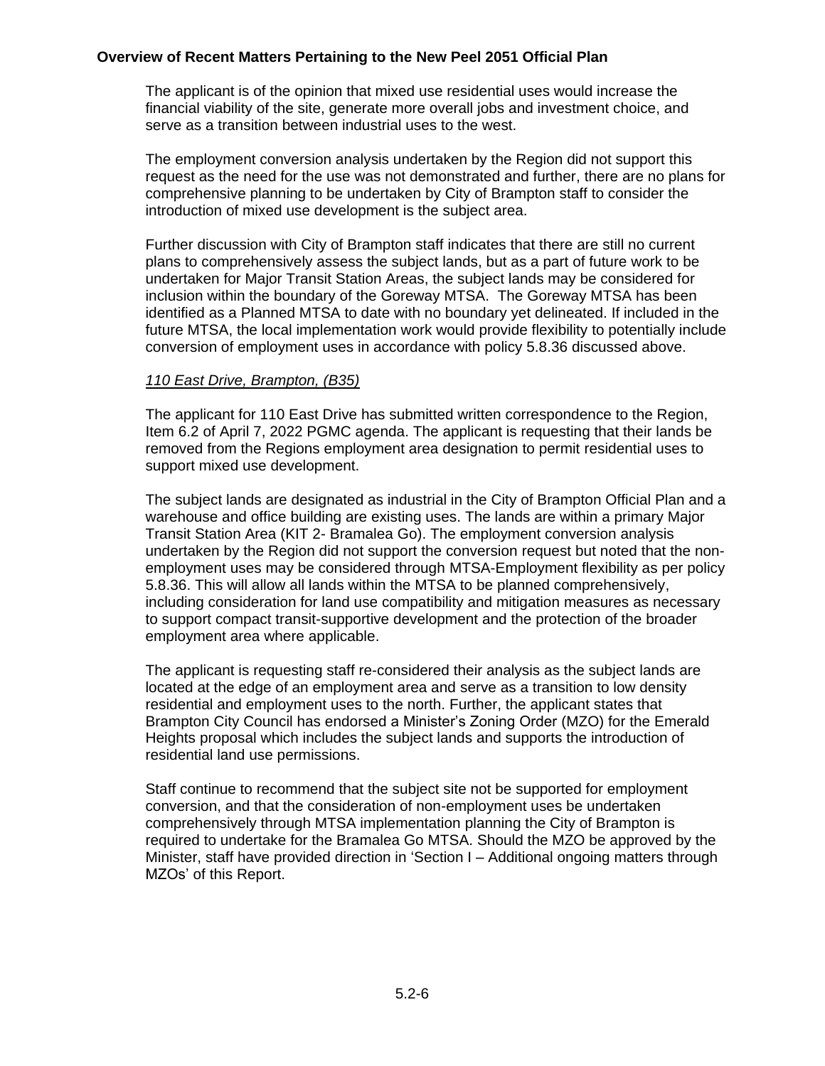The applicant is of the opinion that mixed use residential uses would increase the financial viability of the site, generate more overall jobs and investment choice, and serve as a transition between industrial uses to the west.

The employment conversion analysis undertaken by the Region did not support this request as the need for the use was not demonstrated and further, there are no plans for comprehensive planning to be undertaken by City of Brampton staff to consider the introduction of mixed use development is the subject area.

Further discussion with City of Brampton staff indicates that there are still no current plans to comprehensively assess the subject lands, but as a part of future work to be undertaken for Major Transit Station Areas, the subject lands may be considered for inclusion within the boundary of the Goreway MTSA. The Goreway MTSA has been identified as a Planned MTSA to date with no boundary yet delineated. If included in the future MTSA, the local implementation work would provide flexibility to potentially include conversion of employment uses in accordance with policy 5.8.36 discussed above.

*110 East Drive, Brampton, (B35)*

The applicant for 110 East Drive has submitted written correspondence to the Region, Item 6.2 of April 7, 2022 PGMC agenda. The applicant is requesting that their lands be removed from the Regions employment area designation to permit residential uses to support mixed use development.

The subject lands are designated as industrial in the City of Brampton Official Plan and a warehouse and office building are existing uses. The lands are within a primary Major Transit Station Area (KIT 2- Bramalea Go). The employment conversion analysis undertaken by the Region did not support the conversion request but noted that the non-employment uses may be considered through MTSA-Employment flexibility as per policy 5.8.36. This will allow all lands within the MTSA to be planned comprehensively, including consideration for land use compatibility and mitigation measures as necessary to support compact transit-supportive development and the protection of the broader employment area where applicable.

The applicant is requesting staff re-considered their analysis as the subject lands are located at the edge of an employment area and serve as a transition to low density residential and employment uses to the north. Further, the applicant states that Brampton City Council has endorsed a Minister's Zoning Order (MZO) for the Emerald Heights proposal which includes the subject lands and supports the introduction of residential land use permissions.

Staff continue to recommend that the subject site not be supported for employment conversion, and that the consideration of non-employment uses be undertaken comprehensively through MTSA implementation planning the City of Brampton is required to undertake for the Bramalea Go MTSA. Should the MZO be approved by the Minister, staff have provided direction in 'Section I – Additional ongoing matters through MZOs' of this Report.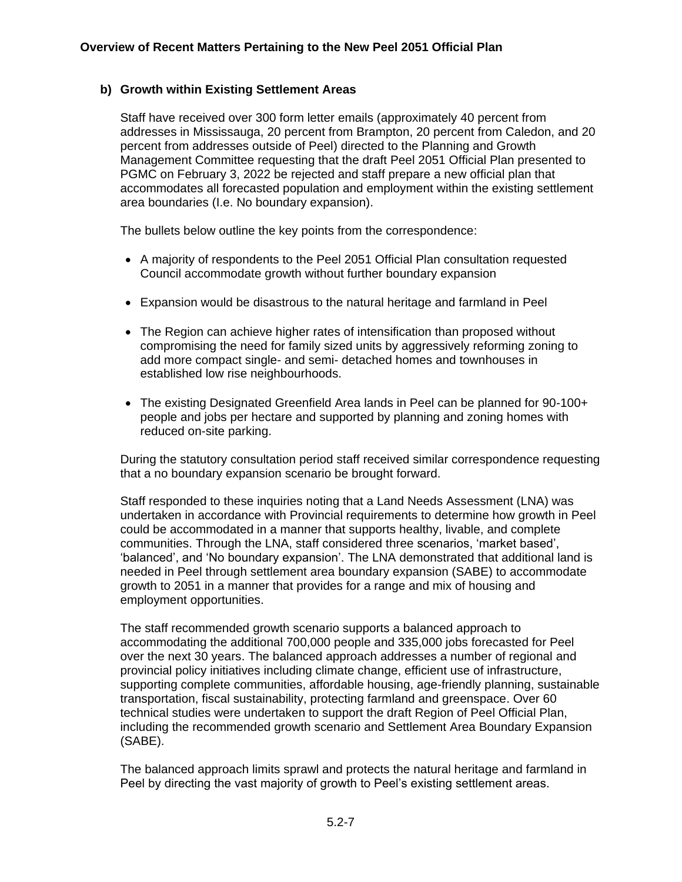**b) Growth within Existing Settlement Areas**

Staff have received over 300 form letter emails (approximately 40 percent from addresses in Mississauga, 20 percent from Brampton, 20 percent from Caledon, and 20 percent from addresses outside of Peel) directed to the Planning and Growth Management Committee requesting that the draft Peel 2051 Official Plan presented to PGMC on February 3, 2022 be rejected and staff prepare a new official plan that accommodates all forecasted population and employment within the existing settlement area boundaries (I.e. No boundary expansion).

The bullets below outline the key points from the correspondence:

- A majority of respondents to the Peel 2051 Official Plan consultation requested Council accommodate growth without further boundary expansion
- Expansion would be disastrous to the natural heritage and farmland in Peel
- The Region can achieve higher rates of intensification than proposed without compromising the need for family sized units by aggressively reforming zoning to add more compact single- and semi- detached homes and townhouses in established low rise neighbourhoods.
- The existing Designated Greenfield Area lands in Peel can be planned for 90-100+ people and jobs per hectare and supported by planning and zoning homes with reduced on-site parking.

During the statutory consultation period staff received similar correspondence requesting that a no boundary expansion scenario be brought forward.

Staff responded to these inquiries noting that a Land Needs Assessment (LNA) was undertaken in accordance with Provincial requirements to determine how growth in Peel could be accommodated in a manner that supports healthy, livable, and complete communities. Through the LNA, staff considered three scenarios, 'market based', 'balanced', and 'No boundary expansion'. The LNA demonstrated that additional land is needed in Peel through settlement area boundary expansion (SABE) to accommodate growth to 2051 in a manner that provides for a range and mix of housing and employment opportunities.

The staff recommended growth scenario supports a balanced approach to accommodating the additional 700,000 people and 335,000 jobs forecasted for Peel over the next 30 years. The balanced approach addresses a number of regional and provincial policy initiatives including climate change, efficient use of infrastructure, supporting complete communities, affordable housing, age-friendly planning, sustainable transportation, fiscal sustainability, protecting farmland and greenspace. Over 60 technical studies were undertaken to support the draft Region of Peel Official Plan, including the recommended growth scenario and Settlement Area Boundary Expansion (SABE).

The balanced approach limits sprawl and protects the natural heritage and farmland in Peel by directing the vast majority of growth to Peel's existing settlement areas.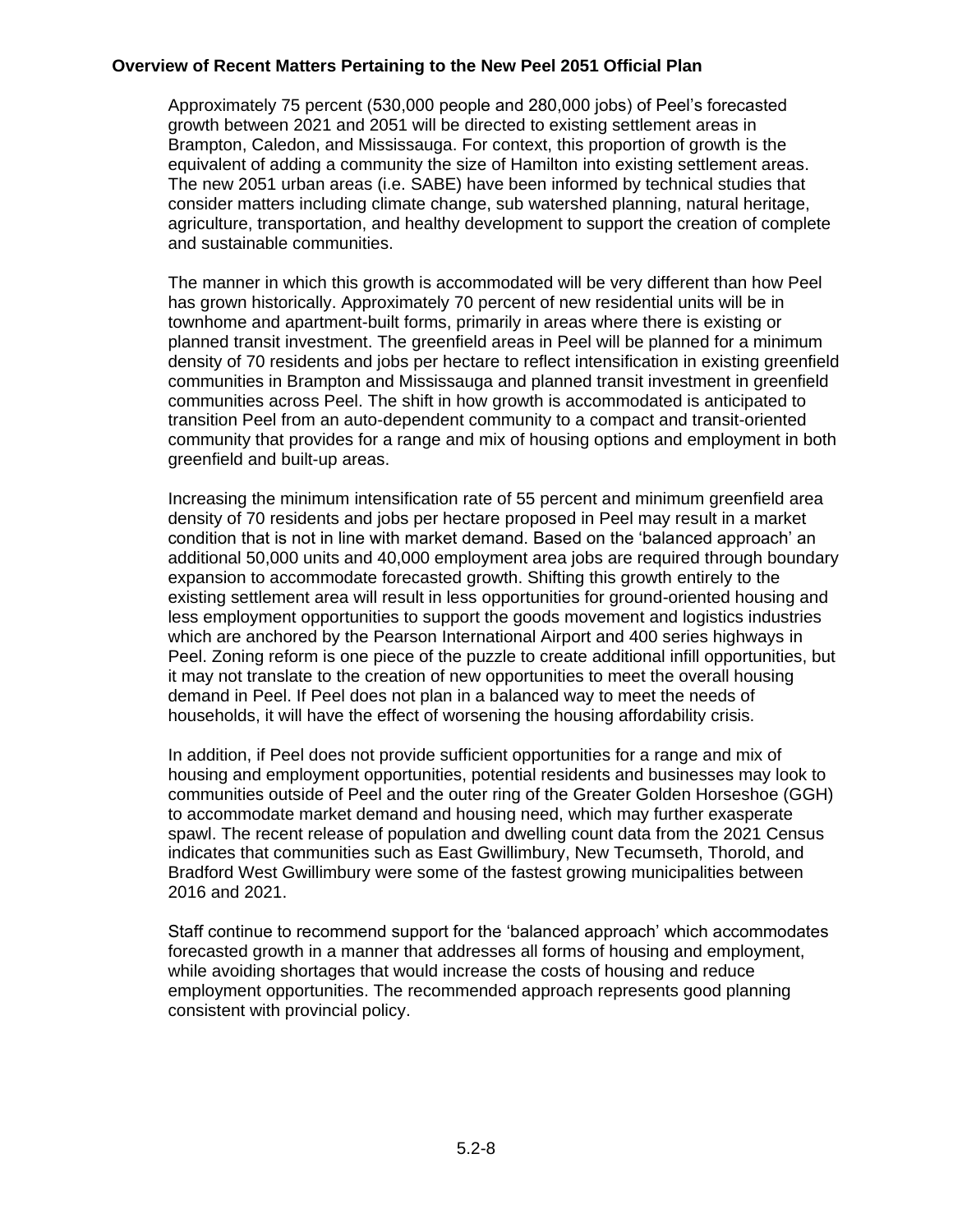Approximately 75 percent (530,000 people and 280,000 jobs) of Peel's forecasted growth between 2021 and 2051 will be directed to existing settlement areas in Brampton, Caledon, and Mississauga. For context, this proportion of growth is the equivalent of adding a community the size of Hamilton into existing settlement areas. The new 2051 urban areas (i.e. SABE) have been informed by technical studies that consider matters including climate change, sub watershed planning, natural heritage, agriculture, transportation, and healthy development to support the creation of complete and sustainable communities.

The manner in which this growth is accommodated will be very different than how Peel has grown historically. Approximately 70 percent of new residential units will be in townhome and apartment-built forms, primarily in areas where there is existing or planned transit investment. The greenfield areas in Peel will be planned for a minimum density of 70 residents and jobs per hectare to reflect intensification in existing greenfield communities in Brampton and Mississauga and planned transit investment in greenfield communities across Peel. The shift in how growth is accommodated is anticipated to transition Peel from an auto-dependent community to a compact and transit-oriented community that provides for a range and mix of housing options and employment in both greenfield and built-up areas.

Increasing the minimum intensification rate of 55 percent and minimum greenfield area density of 70 residents and jobs per hectare proposed in Peel may result in a market condition that is not in line with market demand. Based on the 'balanced approach' an additional 50,000 units and 40,000 employment area jobs are required through boundary expansion to accommodate forecasted growth. Shifting this growth entirely to the existing settlement area will result in less opportunities for ground-oriented housing and less employment opportunities to support the goods movement and logistics industries which are anchored by the Pearson International Airport and 400 series highways in Peel. Zoning reform is one piece of the puzzle to create additional infill opportunities, but it may not translate to the creation of new opportunities to meet the overall housing demand in Peel. If Peel does not plan in a balanced way to meet the needs of households, it will have the effect of worsening the housing affordability crisis.

In addition, if Peel does not provide sufficient opportunities for a range and mix of housing and employment opportunities, potential residents and businesses may look to communities outside of Peel and the outer ring of the Greater Golden Horseshoe (GGH) to accommodate market demand and housing need, which may further exasperate spawl. The recent release of population and dwelling count data from the 2021 Census indicates that communities such as East Gwillimbury, New Tecumseth, Thorold, and Bradford West Gwillimbury were some of the fastest growing municipalities between 2016 and 2021.

Staff continue to recommend support for the 'balanced approach' which accommodates forecasted growth in a manner that addresses all forms of housing and employment, while avoiding shortages that would increase the costs of housing and reduce employment opportunities. The recommended approach represents good planning consistent with provincial policy.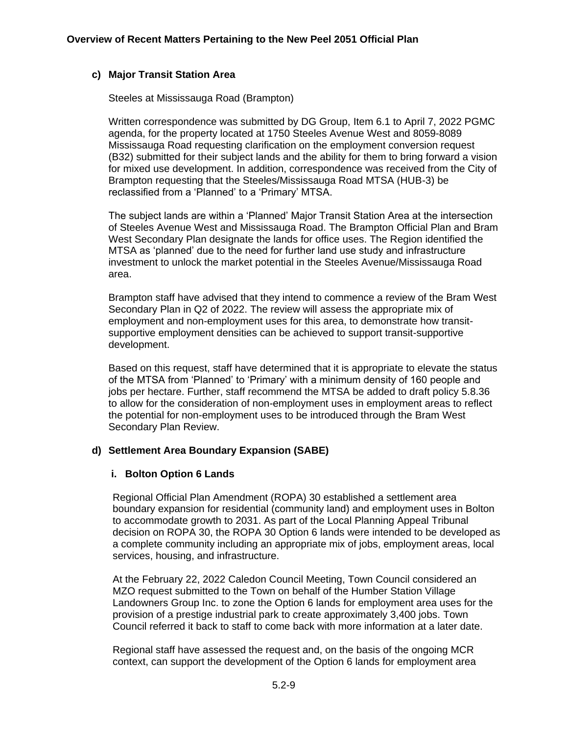### c) Major Transit Station Area

Steeles at Mississauga Road (Brampton)

Written correspondence was submitted by DG Group, Item 6.1 to April 7, 2022 PGMC agenda, for the property located at 1750 Steeles Avenue West and 8059-8089 Mississauga Road requesting clarification on the employment conversion request (B32) submitted for their subject lands and the ability for them to bring forward a vision for mixed use development. In addition, correspondence was received from the City of Brampton requesting that the Steeles/Mississauga Road MTSA (HUB-3) be reclassified from a 'Planned' to a 'Primary' MTSA.

The subject lands are within a 'Planned' Major Transit Station Area at the intersection of Steeles Avenue West and Mississauga Road. The Brampton Official Plan and Bram West Secondary Plan designate the lands for office uses. The Region identified the MTSA as 'planned' due to the need for further land use study and infrastructure investment to unlock the market potential in the Steeles Avenue/Mississauga Road area.

Brampton staff have advised that they intend to commence a review of the Bram West Secondary Plan in Q2 of 2022. The review will assess the appropriate mix of employment and non-employment uses for this area, to demonstrate how transit-supportive employment densities can be achieved to support transit-supportive development.

Based on this request, staff have determined that it is appropriate to elevate the status of the MTSA from 'Planned' to 'Primary' with a minimum density of 160 people and jobs per hectare. Further, staff recommend the MTSA be added to draft policy 5.8.36 to allow for the consideration of non-employment uses in employment areas to reflect the potential for non-employment uses to be introduced through the Bram West Secondary Plan Review.

### d) Settlement Area Boundary Expansion (SABE)

#### i. Bolton Option 6 Lands

Regional Official Plan Amendment (ROPA) 30 established a settlement area boundary expansion for residential (community land) and employment uses in Bolton to accommodate growth to 2031. As part of the Local Planning Appeal Tribunal decision on ROPA 30, the ROPA 30 Option 6 lands were intended to be developed as a complete community including an appropriate mix of jobs, employment areas, local services, housing, and infrastructure.

At the February 22, 2022 Caledon Council Meeting, Town Council considered an MZO request submitted to the Town on behalf of the Humber Station Village Landowners Group Inc. to zone the Option 6 lands for employment area uses for the provision of a prestige industrial park to create approximately 3,400 jobs. Town Council referred it back to staff to come back with more information at a later date.

Regional staff have assessed the request and, on the basis of the ongoing MCR context, can support the development of the Option 6 lands for employment area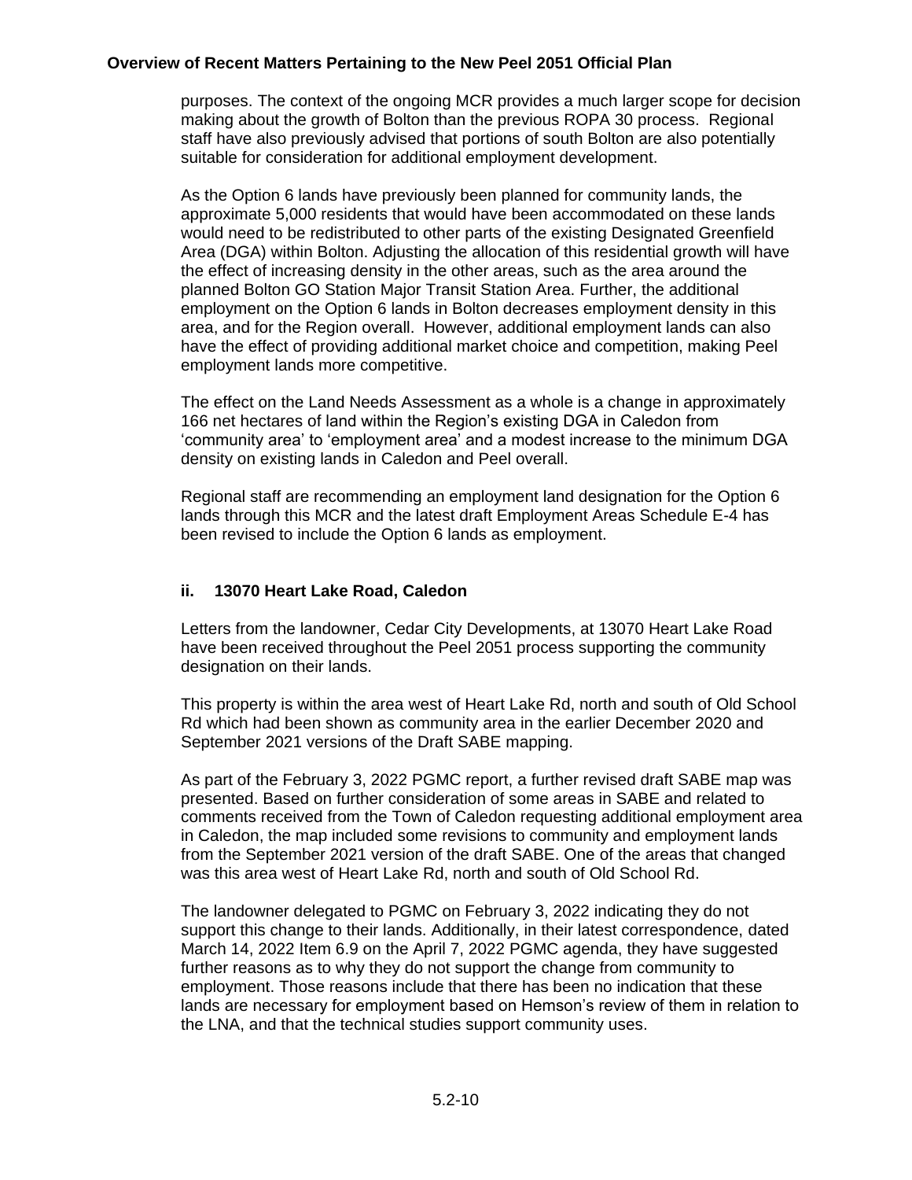purposes. The context of the ongoing MCR provides a much larger scope for decision making about the growth of Bolton than the previous ROPA 30 process. Regional staff have also previously advised that portions of south Bolton are also potentially suitable for consideration for additional employment development.

As the Option 6 lands have previously been planned for community lands, the approximate 5,000 residents that would have been accommodated on these lands would need to be redistributed to other parts of the existing Designated Greenfield Area (DGA) within Bolton. Adjusting the allocation of this residential growth will have the effect of increasing density in the other areas, such as the area around the planned Bolton GO Station Major Transit Station Area. Further, the additional employment on the Option 6 lands in Bolton decreases employment density in this area, and for the Region overall. However, additional employment lands can also have the effect of providing additional market choice and competition, making Peel employment lands more competitive.

The effect on the Land Needs Assessment as a whole is a change in approximately 166 net hectares of land within the Region's existing DGA in Caledon from 'community area' to 'employment area' and a modest increase to the minimum DGA density on existing lands in Caledon and Peel overall.

Regional staff are recommending an employment land designation for the Option 6 lands through this MCR and the latest draft Employment Areas Schedule E-4 has been revised to include the Option 6 lands as employment.

### ii. 13070 Heart Lake Road, Caledon

Letters from the landowner, Cedar City Developments, at 13070 Heart Lake Road have been received throughout the Peel 2051 process supporting the community designation on their lands.

This property is within the area west of Heart Lake Rd, north and south of Old School Rd which had been shown as community area in the earlier December 2020 and September 2021 versions of the Draft SABE mapping.

As part of the February 3, 2022 PGMC report, a further revised draft SABE map was presented. Based on further consideration of some areas in SABE and related to comments received from the Town of Caledon requesting additional employment area in Caledon, the map included some revisions to community and employment lands from the September 2021 version of the draft SABE. One of the areas that changed was this area west of Heart Lake Rd, north and south of Old School Rd.

The landowner delegated to PGMC on February 3, 2022 indicating they do not support this change to their lands. Additionally, in their latest correspondence, dated March 14, 2022 Item 6.9 on the April 7, 2022 PGMC agenda, they have suggested further reasons as to why they do not support the change from community to employment. Those reasons include that there has been no indication that these lands are necessary for employment based on Hemson's review of them in relation to the LNA, and that the technical studies support community uses.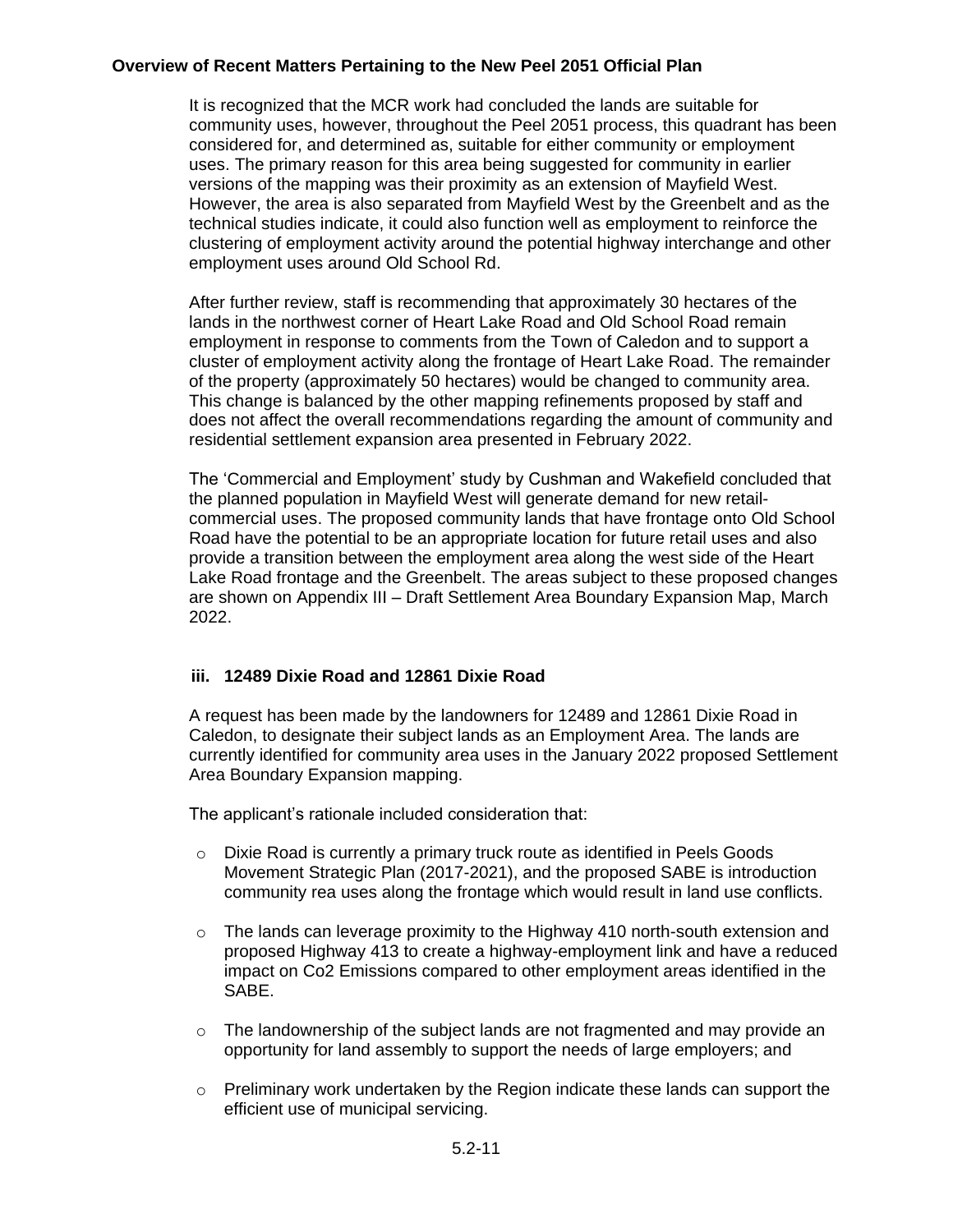It is recognized that the MCR work had concluded the lands are suitable for community uses, however, throughout the Peel 2051 process, this quadrant has been considered for, and determined as, suitable for either community or employment uses. The primary reason for this area being suggested for community in earlier versions of the mapping was their proximity as an extension of Mayfield West. However, the area is also separated from Mayfield West by the Greenbelt and as the technical studies indicate, it could also function well as employment to reinforce the clustering of employment activity around the potential highway interchange and other employment uses around Old School Rd.

After further review, staff is recommending that approximately 30 hectares of the lands in the northwest corner of Heart Lake Road and Old School Road remain employment in response to comments from the Town of Caledon and to support a cluster of employment activity along the frontage of Heart Lake Road. The remainder of the property (approximately 50 hectares) would be changed to community area. This change is balanced by the other mapping refinements proposed by staff and does not affect the overall recommendations regarding the amount of community and residential settlement expansion area presented in February 2022.

The 'Commercial and Employment' study by Cushman and Wakefield concluded that the planned population in Mayfield West will generate demand for new retail-commercial uses. The proposed community lands that have frontage onto Old School Road have the potential to be an appropriate location for future retail uses and also provide a transition between the employment area along the west side of the Heart Lake Road frontage and the Greenbelt. The areas subject to these proposed changes are shown on Appendix III – Draft Settlement Area Boundary Expansion Map, March 2022.

### iii. 12489 Dixie Road and 12861 Dixie Road

A request has been made by the landowners for 12489 and 12861 Dixie Road in Caledon, to designate their subject lands as an Employment Area. The lands are currently identified for community area uses in the January 2022 proposed Settlement Area Boundary Expansion mapping.

The applicant's rationale included consideration that:

- Dixie Road is currently a primary truck route as identified in Peels Goods Movement Strategic Plan (2017-2021), and the proposed SABE is introduction community rea uses along the frontage which would result in land use conflicts.
- The lands can leverage proximity to the Highway 410 north-south extension and proposed Highway 413 to create a highway-employment link and have a reduced impact on Co2 Emissions compared to other employment areas identified in the SABE.
- The landownership of the subject lands are not fragmented and may provide an opportunity for land assembly to support the needs of large employers; and
- Preliminary work undertaken by the Region indicate these lands can support the efficient use of municipal servicing.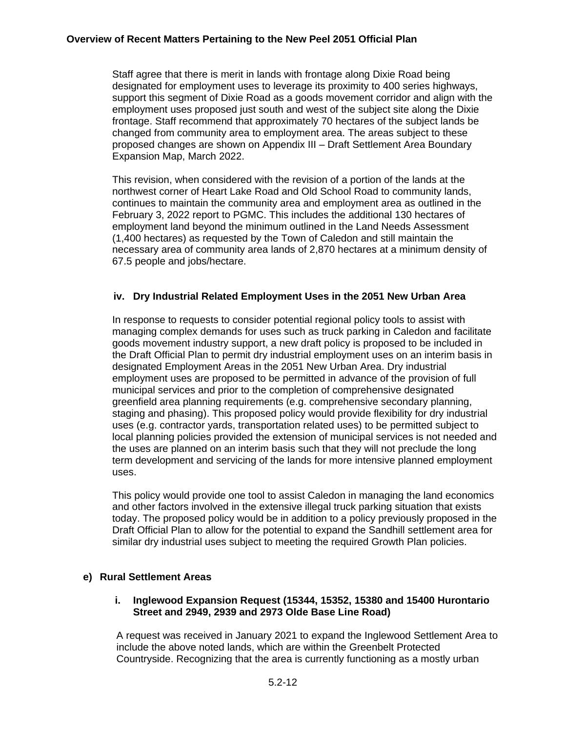Staff agree that there is merit in lands with frontage along Dixie Road being designated for employment uses to leverage its proximity to 400 series highways, support this segment of Dixie Road as a goods movement corridor and align with the employment uses proposed just south and west of the subject site along the Dixie frontage. Staff recommend that approximately 70 hectares of the subject lands be changed from community area to employment area. The areas subject to these proposed changes are shown on Appendix III – Draft Settlement Area Boundary Expansion Map, March 2022.

This revision, when considered with the revision of a portion of the lands at the northwest corner of Heart Lake Road and Old School Road to community lands, continues to maintain the community area and employment area as outlined in the February 3, 2022 report to PGMC. This includes the additional 130 hectares of employment land beyond the minimum outlined in the Land Needs Assessment (1,400 hectares) as requested by the Town of Caledon and still maintain the necessary area of community area lands of 2,870 hectares at a minimum density of 67.5 people and jobs/hectare.

#### iv. Dry Industrial Related Employment Uses in the 2051 New Urban Area

In response to requests to consider potential regional policy tools to assist with managing complex demands for uses such as truck parking in Caledon and facilitate goods movement industry support, a new draft policy is proposed to be included in the Draft Official Plan to permit dry industrial employment uses on an interim basis in designated Employment Areas in the 2051 New Urban Area. Dry industrial employment uses are proposed to be permitted in advance of the provision of full municipal services and prior to the completion of comprehensive designated greenfield area planning requirements (e.g. comprehensive secondary planning, staging and phasing). This proposed policy would provide flexibility for dry industrial uses (e.g. contractor yards, transportation related uses) to be permitted subject to local planning policies provided the extension of municipal services is not needed and the uses are planned on an interim basis such that they will not preclude the long term development and servicing of the lands for more intensive planned employment uses.

This policy would provide one tool to assist Caledon in managing the land economics and other factors involved in the extensive illegal truck parking situation that exists today. The proposed policy would be in addition to a policy previously proposed in the Draft Official Plan to allow for the potential to expand the Sandhill settlement area for similar dry industrial uses subject to meeting the required Growth Plan policies.

### e) Rural Settlement Areas

#### i. Inglewood Expansion Request (15344, 15352, 15380 and 15400 Hurontario Street and 2949, 2939 and 2973 Olde Base Line Road)

A request was received in January 2021 to expand the Inglewood Settlement Area to include the above noted lands, which are within the Greenbelt Protected Countryside. Recognizing that the area is currently functioning as a mostly urban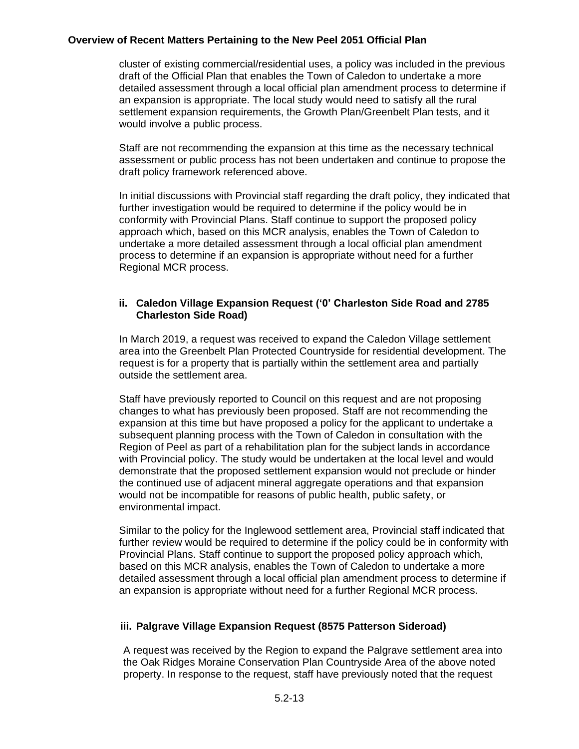cluster of existing commercial/residential uses, a policy was included in the previous draft of the Official Plan that enables the Town of Caledon to undertake a more detailed assessment through a local official plan amendment process to determine if an expansion is appropriate. The local study would need to satisfy all the rural settlement expansion requirements, the Growth Plan/Greenbelt Plan tests, and it would involve a public process.

Staff are not recommending the expansion at this time as the necessary technical assessment or public process has not been undertaken and continue to propose the draft policy framework referenced above.

In initial discussions with Provincial staff regarding the draft policy, they indicated that further investigation would be required to determine if the policy would be in conformity with Provincial Plans. Staff continue to support the proposed policy approach which, based on this MCR analysis, enables the Town of Caledon to undertake a more detailed assessment through a local official plan amendment process to determine if an expansion is appropriate without need for a further Regional MCR process.

#### ii. Caledon Village Expansion Request ('0' Charleston Side Road and 2785 Charleston Side Road)

In March 2019, a request was received to expand the Caledon Village settlement area into the Greenbelt Plan Protected Countryside for residential development. The request is for a property that is partially within the settlement area and partially outside the settlement area.

Staff have previously reported to Council on this request and are not proposing changes to what has previously been proposed. Staff are not recommending the expansion at this time but have proposed a policy for the applicant to undertake a subsequent planning process with the Town of Caledon in consultation with the Region of Peel as part of a rehabilitation plan for the subject lands in accordance with Provincial policy. The study would be undertaken at the local level and would demonstrate that the proposed settlement expansion would not preclude or hinder the continued use of adjacent mineral aggregate operations and that expansion would not be incompatible for reasons of public health, public safety, or environmental impact.

Similar to the policy for the Inglewood settlement area, Provincial staff indicated that further review would be required to determine if the policy could be in conformity with Provincial Plans. Staff continue to support the proposed policy approach which, based on this MCR analysis, enables the Town of Caledon to undertake a more detailed assessment through a local official plan amendment process to determine if an expansion is appropriate without need for a further Regional MCR process.

#### iii. Palgrave Village Expansion Request (8575 Patterson Sideroad)

A request was received by the Region to expand the Palgrave settlement area into the Oak Ridges Moraine Conservation Plan Countryside Area of the above noted property. In response to the request, staff have previously noted that the request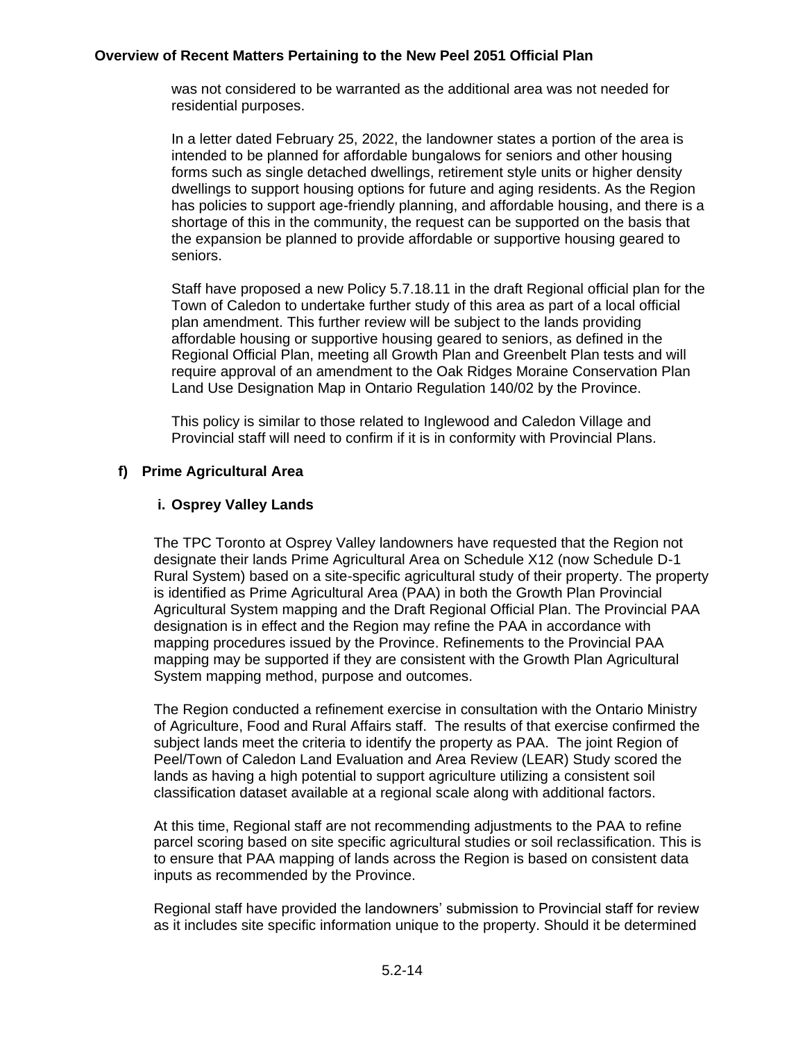was not considered to be warranted as the additional area was not needed for residential purposes.

In a letter dated February 25, 2022, the landowner states a portion of the area is intended to be planned for affordable bungalows for seniors and other housing forms such as single detached dwellings, retirement style units or higher density dwellings to support housing options for future and aging residents. As the Region has policies to support age-friendly planning, and affordable housing, and there is a shortage of this in the community, the request can be supported on the basis that the expansion be planned to provide affordable or supportive housing geared to seniors.

Staff have proposed a new Policy 5.7.18.11 in the draft Regional official plan for the Town of Caledon to undertake further study of this area as part of a local official plan amendment. This further review will be subject to the lands providing affordable housing or supportive housing geared to seniors, as defined in the Regional Official Plan, meeting all Growth Plan and Greenbelt Plan tests and will require approval of an amendment to the Oak Ridges Moraine Conservation Plan Land Use Designation Map in Ontario Regulation 140/02 by the Province.

This policy is similar to those related to Inglewood and Caledon Village and Provincial staff will need to confirm if it is in conformity with Provincial Plans.

### f) Prime Agricultural Area

#### i. Osprey Valley Lands

The TPC Toronto at Osprey Valley landowners have requested that the Region not designate their lands Prime Agricultural Area on Schedule X12 (now Schedule D-1 Rural System) based on a site-specific agricultural study of their property. The property is identified as Prime Agricultural Area (PAA) in both the Growth Plan Provincial Agricultural System mapping and the Draft Regional Official Plan. The Provincial PAA designation is in effect and the Region may refine the PAA in accordance with mapping procedures issued by the Province. Refinements to the Provincial PAA mapping may be supported if they are consistent with the Growth Plan Agricultural System mapping method, purpose and outcomes.

The Region conducted a refinement exercise in consultation with the Ontario Ministry of Agriculture, Food and Rural Affairs staff. The results of that exercise confirmed the subject lands meet the criteria to identify the property as PAA. The joint Region of Peel/Town of Caledon Land Evaluation and Area Review (LEAR) Study scored the lands as having a high potential to support agriculture utilizing a consistent soil classification dataset available at a regional scale along with additional factors.

At this time, Regional staff are not recommending adjustments to the PAA to refine parcel scoring based on site specific agricultural studies or soil reclassification. This is to ensure that PAA mapping of lands across the Region is based on consistent data inputs as recommended by the Province.

Regional staff have provided the landowners' submission to Provincial staff for review as it includes site specific information unique to the property. Should it be determined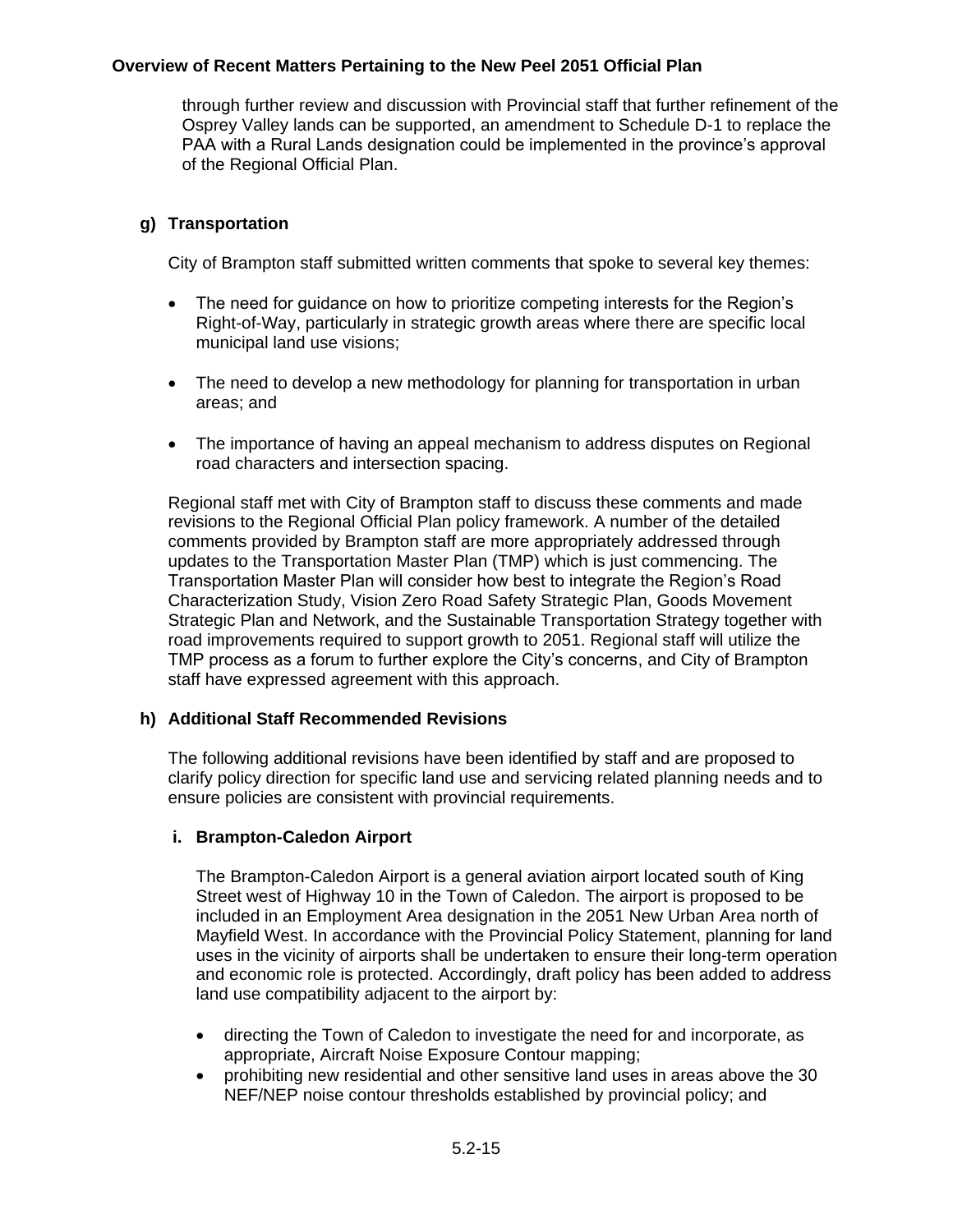through further review and discussion with Provincial staff that further refinement of the Osprey Valley lands can be supported, an amendment to Schedule D-1 to replace the PAA with a Rural Lands designation could be implemented in the province's approval of the Regional Official Plan.

### g) Transportation

City of Brampton staff submitted written comments that spoke to several key themes:

- The need for guidance on how to prioritize competing interests for the Region's Right-of-Way, particularly in strategic growth areas where there are specific local municipal land use visions;
- The need to develop a new methodology for planning for transportation in urban areas; and
- The importance of having an appeal mechanism to address disputes on Regional road characters and intersection spacing.

Regional staff met with City of Brampton staff to discuss these comments and made revisions to the Regional Official Plan policy framework. A number of the detailed comments provided by Brampton staff are more appropriately addressed through updates to the Transportation Master Plan (TMP) which is just commencing. The Transportation Master Plan will consider how best to integrate the Region's Road Characterization Study, Vision Zero Road Safety Strategic Plan, Goods Movement Strategic Plan and Network, and the Sustainable Transportation Strategy together with road improvements required to support growth to 2051. Regional staff will utilize the TMP process as a forum to further explore the City's concerns, and City of Brampton staff have expressed agreement with this approach.

### h) Additional Staff Recommended Revisions

The following additional revisions have been identified by staff and are proposed to clarify policy direction for specific land use and servicing related planning needs and to ensure policies are consistent with provincial requirements.

#### i. Brampton-Caledon Airport

The Brampton-Caledon Airport is a general aviation airport located south of King Street west of Highway 10 in the Town of Caledon. The airport is proposed to be included in an Employment Area designation in the 2051 New Urban Area north of Mayfield West. In accordance with the Provincial Policy Statement, planning for land uses in the vicinity of airports shall be undertaken to ensure their long-term operation and economic role is protected. Accordingly, draft policy has been added to address land use compatibility adjacent to the airport by:

- directing the Town of Caledon to investigate the need for and incorporate, as appropriate, Aircraft Noise Exposure Contour mapping;
- prohibiting new residential and other sensitive land uses in areas above the 30 NEF/NEP noise contour thresholds established by provincial policy; and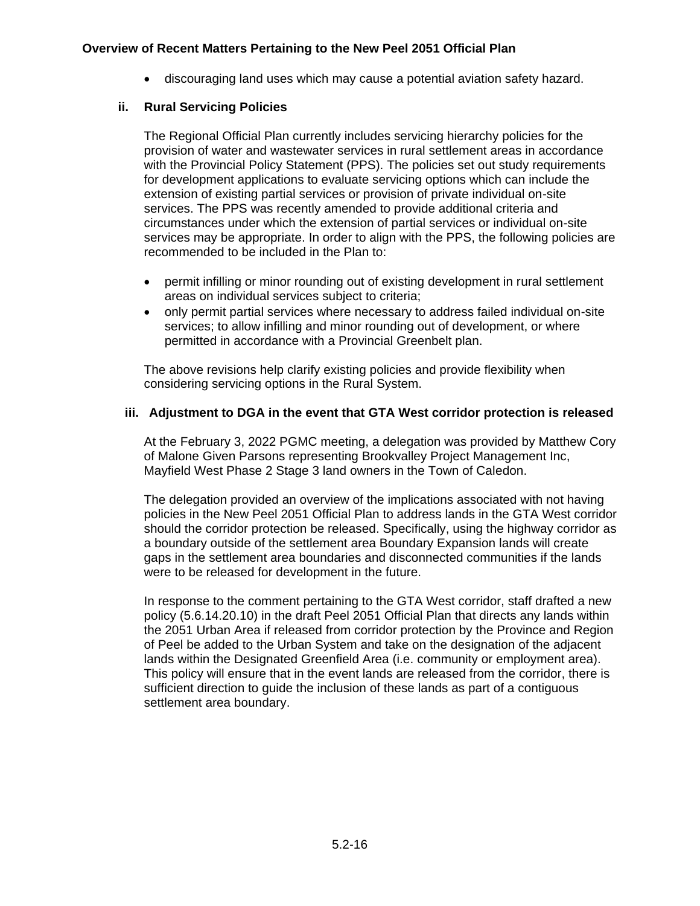- discouraging land uses which may cause a potential aviation safety hazard.

### ii. Rural Servicing Policies

The Regional Official Plan currently includes servicing hierarchy policies for the provision of water and wastewater services in rural settlement areas in accordance with the Provincial Policy Statement (PPS). The policies set out study requirements for development applications to evaluate servicing options which can include the extension of existing partial services or provision of private individual on-site services. The PPS was recently amended to provide additional criteria and circumstances under which the extension of partial services or individual on-site services may be appropriate. In order to align with the PPS, the following policies are recommended to be included in the Plan to:

- permit infilling or minor rounding out of existing development in rural settlement areas on individual services subject to criteria;
- only permit partial services where necessary to address failed individual on-site services; to allow infilling and minor rounding out of development, or where permitted in accordance with a Provincial Greenbelt plan.

The above revisions help clarify existing policies and provide flexibility when considering servicing options in the Rural System.

### iii. Adjustment to DGA in the event that GTA West corridor protection is released

At the February 3, 2022 PGMC meeting, a delegation was provided by Matthew Cory of Malone Given Parsons representing Brookvalley Project Management Inc, Mayfield West Phase 2 Stage 3 land owners in the Town of Caledon.

The delegation provided an overview of the implications associated with not having policies in the New Peel 2051 Official Plan to address lands in the GTA West corridor should the corridor protection be released. Specifically, using the highway corridor as a boundary outside of the settlement area Boundary Expansion lands will create gaps in the settlement area boundaries and disconnected communities if the lands were to be released for development in the future.

In response to the comment pertaining to the GTA West corridor, staff drafted a new policy (5.6.14.20.10) in the draft Peel 2051 Official Plan that directs any lands within the 2051 Urban Area if released from corridor protection by the Province and Region of Peel be added to the Urban System and take on the designation of the adjacent lands within the Designated Greenfield Area (i.e. community or employment area). This policy will ensure that in the event lands are released from the corridor, there is sufficient direction to guide the inclusion of these lands as part of a contiguous settlement area boundary.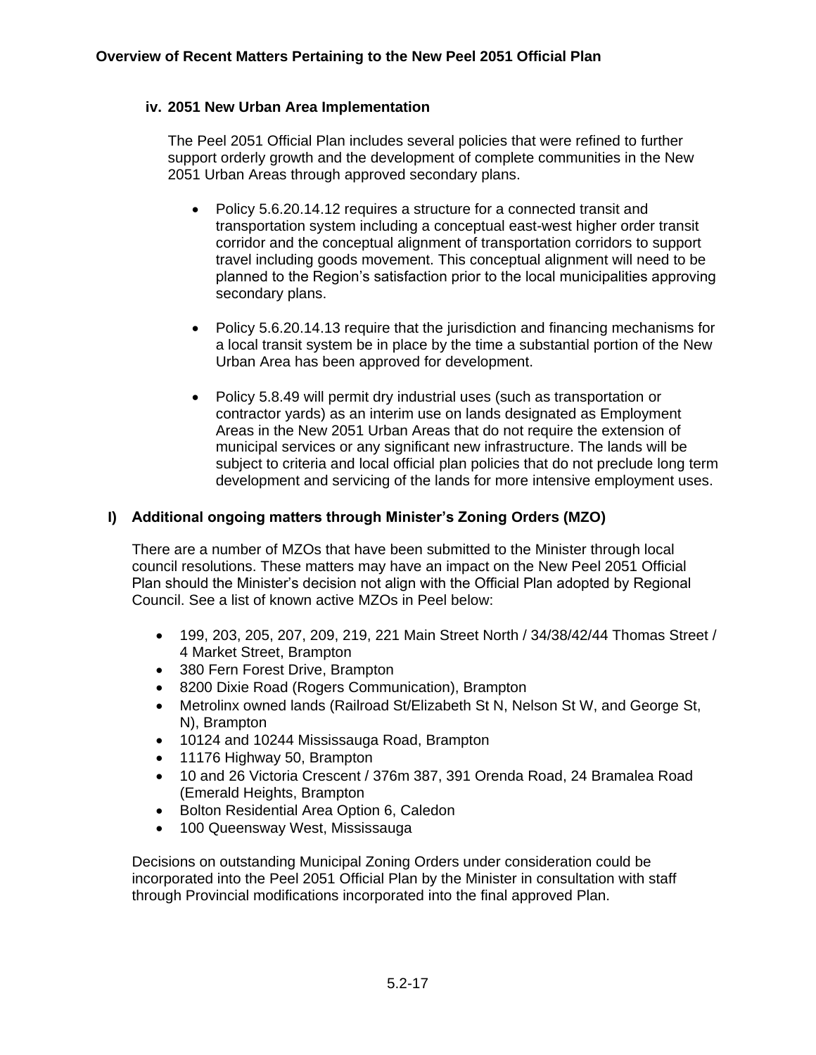### iv. 2051 New Urban Area Implementation

The Peel 2051 Official Plan includes several policies that were refined to further support orderly growth and the development of complete communities in the New 2051 Urban Areas through approved secondary plans.

- Policy 5.6.20.14.12 requires a structure for a connected transit and transportation system including a conceptual east-west higher order transit corridor and the conceptual alignment of transportation corridors to support travel including goods movement. This conceptual alignment will need to be planned to the Region's satisfaction prior to the local municipalities approving secondary plans.

- Policy 5.6.20.14.13 require that the jurisdiction and financing mechanisms for a local transit system be in place by the time a substantial portion of the New Urban Area has been approved for development.

- Policy 5.8.49 will permit dry industrial uses (such as transportation or contractor yards) as an interim use on lands designated as Employment Areas in the New 2051 Urban Areas that do not require the extension of municipal services or any significant new infrastructure. The lands will be subject to criteria and local official plan policies that do not preclude long term development and servicing of the lands for more intensive employment uses.

## l) Additional ongoing matters through Minister's Zoning Orders (MZO)

There are a number of MZOs that have been submitted to the Minister through local council resolutions. These matters may have an impact on the New Peel 2051 Official Plan should the Minister's decision not align with the Official Plan adopted by Regional Council. See a list of known active MZOs in Peel below:

- 199, 203, 205, 207, 209, 219, 221 Main Street North / 34/38/42/44 Thomas Street / 4 Market Street, Brampton
- 380 Fern Forest Drive, Brampton
- 8200 Dixie Road (Rogers Communication), Brampton
- Metrolinx owned lands (Railroad St/Elizabeth St N, Nelson St W, and George St, N), Brampton
- 10124 and 10244 Mississauga Road, Brampton
- 11176 Highway 50, Brampton
- 10 and 26 Victoria Crescent / 376m 387, 391 Orenda Road, 24 Bramalea Road (Emerald Heights, Brampton
- Bolton Residential Area Option 6, Caledon
- 100 Queensway West, Mississauga

Decisions on outstanding Municipal Zoning Orders under consideration could be incorporated into the Peel 2051 Official Plan by the Minister in consultation with staff through Provincial modifications incorporated into the final approved Plan.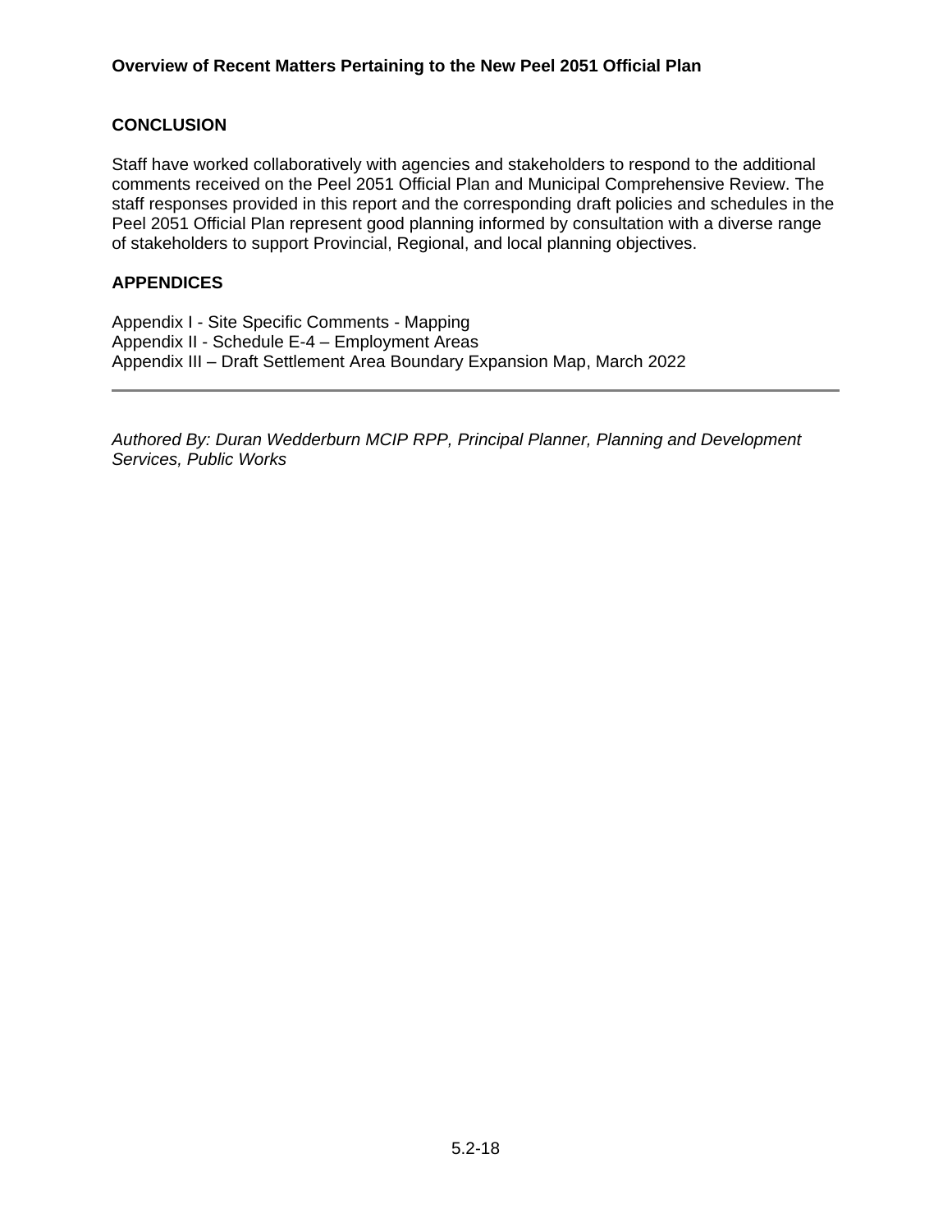## CONCLUSION

Staff have worked collaboratively with agencies and stakeholders to respond to the additional comments received on the Peel 2051 Official Plan and Municipal Comprehensive Review. The staff responses provided in this report and the corresponding draft policies and schedules in the Peel 2051 Official Plan represent good planning informed by consultation with a diverse range of stakeholders to support Provincial, Regional, and local planning objectives.

## APPENDICES

Appendix I - Site Specific Comments - Mapping
Appendix II - Schedule E-4 – Employment Areas
Appendix III – Draft Settlement Area Boundary Expansion Map, March 2022

---

*Authored By: Duran Wedderburn MCIP RPP, Principal Planner, Planning and Development Services, Public Works*